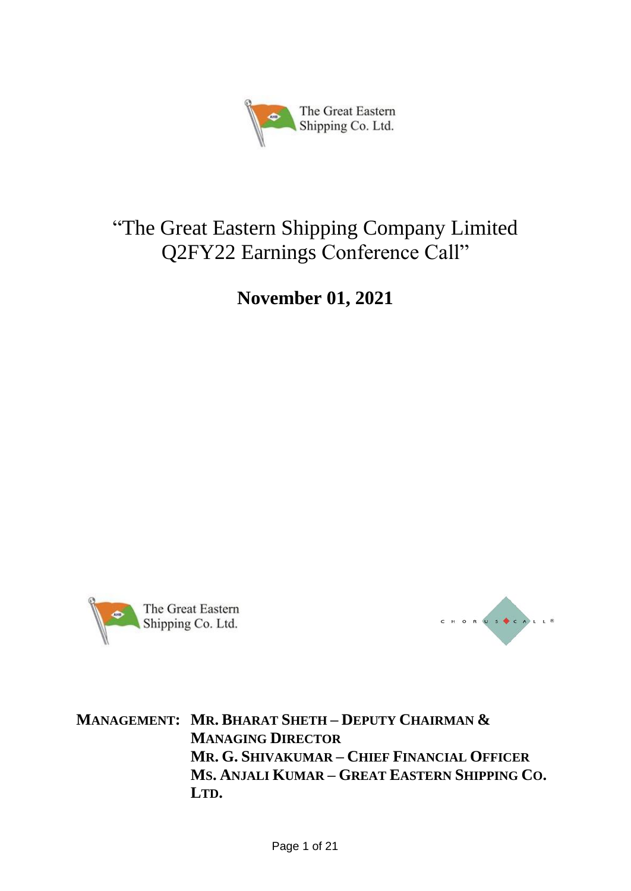“The Great Eastern Shipping Company Limited Q2FY22 Earnings Conference Call”

**November 01, 2021**

**MANAGEMENT:** **MR. BHARAT SHETH – DEPUTY CHAIRMAN & MANAGING DIRECTOR**
**MR. G. SHIVAKUMAR – CHIEF FINANCIAL OFFICER**
**MS. ANJALI KUMAR – GREAT EASTERN SHIPPING CO. LTD.**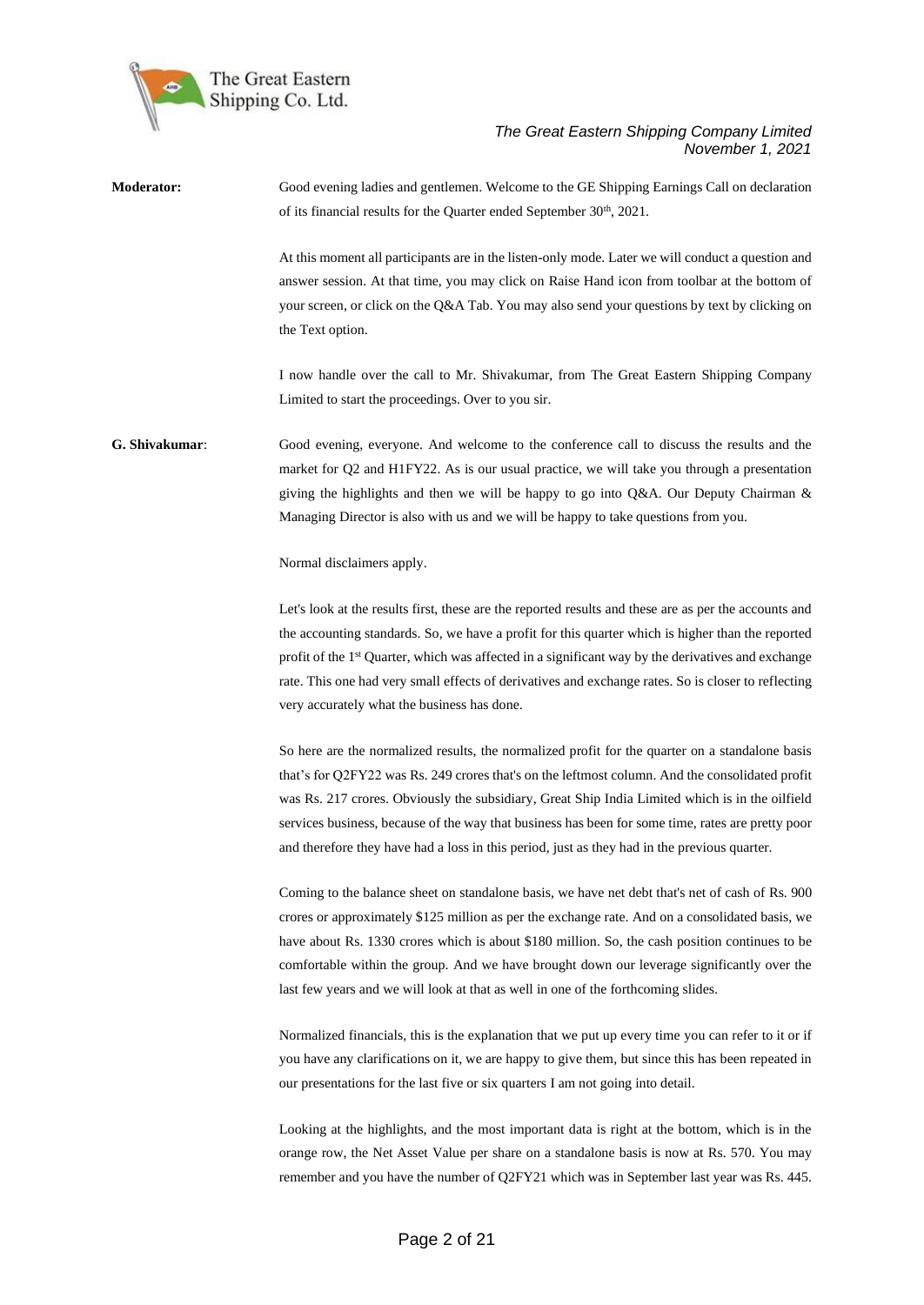**Moderator:** Good evening ladies and gentlemen. Welcome to the GE Shipping Earnings Call on declaration of its financial results for the Quarter ended September 30th, 2021.

At this moment all participants are in the listen-only mode. Later we will conduct a question and answer session. At that time, you may click on Raise Hand icon from toolbar at the bottom of your screen, or click on the Q&A Tab. You may also send your questions by text by clicking on the Text option.

I now handle over the call to Mr. Shivakumar, from The Great Eastern Shipping Company Limited to start the proceedings. Over to you sir.

**G. Shivakumar**: Good evening, everyone. And welcome to the conference call to discuss the results and the market for Q2 and H1FY22. As is our usual practice, we will take you through a presentation giving the highlights and then we will be happy to go into Q&A. Our Deputy Chairman & Managing Director is also with us and we will be happy to take questions from you.

Normal disclaimers apply.

Let's look at the results first, these are the reported results and these are as per the accounts and the accounting standards. So, we have a profit for this quarter which is higher than the reported profit of the 1st Quarter, which was affected in a significant way by the derivatives and exchange rate. This one had very small effects of derivatives and exchange rates. So is closer to reflecting very accurately what the business has done.

So here are the normalized results, the normalized profit for the quarter on a standalone basis that's for Q2FY22 was Rs. 249 crores that's on the leftmost column. And the consolidated profit was Rs. 217 crores. Obviously the subsidiary, Great Ship India Limited which is in the oilfield services business, because of the way that business has been for some time, rates are pretty poor and therefore they have had a loss in this period, just as they had in the previous quarter.

Coming to the balance sheet on standalone basis, we have net debt that's net of cash of Rs. 900 crores or approximately $125 million as per the exchange rate. And on a consolidated basis, we have about Rs. 1330 crores which is about $180 million. So, the cash position continues to be comfortable within the group. And we have brought down our leverage significantly over the last few years and we will look at that as well in one of the forthcoming slides.

Normalized financials, this is the explanation that we put up every time you can refer to it or if you have any clarifications on it, we are happy to give them, but since this has been repeated in our presentations for the last five or six quarters I am not going into detail.

Looking at the highlights, and the most important data is right at the bottom, which is in the orange row, the Net Asset Value per share on a standalone basis is now at Rs. 570. You may remember and you have the number of Q2FY21 which was in September last year was Rs. 445.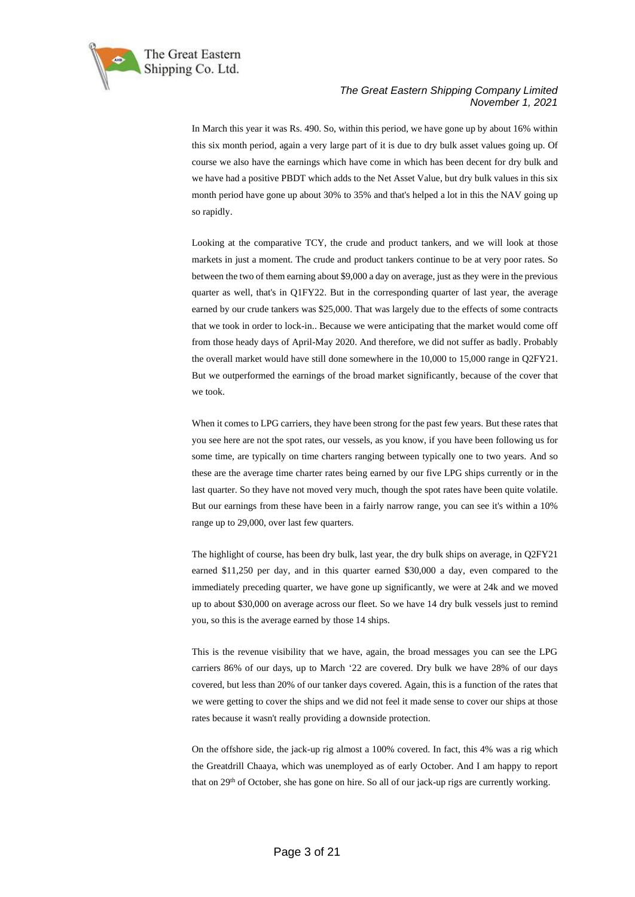In March this year it was Rs. 490. So, within this period, we have gone up by about 16% within this six month period, again a very large part of it is due to dry bulk asset values going up. Of course we also have the earnings which have come in which has been decent for dry bulk and we have had a positive PBDT which adds to the Net Asset Value, but dry bulk values in this six month period have gone up about 30% to 35% and that's helped a lot in this the NAV going up so rapidly.

Looking at the comparative TCY, the crude and product tankers, and we will look at those markets in just a moment. The crude and product tankers continue to be at very poor rates. So between the two of them earning about $9,000 a day on average, just as they were in the previous quarter as well, that's in Q1FY22. But in the corresponding quarter of last year, the average earned by our crude tankers was $25,000. That was largely due to the effects of some contracts that we took in order to lock-in.. Because we were anticipating that the market would come off from those heady days of April-May 2020. And therefore, we did not suffer as badly. Probably the overall market would have still done somewhere in the 10,000 to 15,000 range in Q2FY21. But we outperformed the earnings of the broad market significantly, because of the cover that we took.

When it comes to LPG carriers, they have been strong for the past few years. But these rates that you see here are not the spot rates, our vessels, as you know, if you have been following us for some time, are typically on time charters ranging between typically one to two years. And so these are the average time charter rates being earned by our five LPG ships currently or in the last quarter. So they have not moved very much, though the spot rates have been quite volatile. But our earnings from these have been in a fairly narrow range, you can see it's within a 10% range up to 29,000, over last few quarters.

The highlight of course, has been dry bulk, last year, the dry bulk ships on average, in Q2FY21 earned $11,250 per day, and in this quarter earned $30,000 a day, even compared to the immediately preceding quarter, we have gone up significantly, we were at 24k and we moved up to about $30,000 on average across our fleet. So we have 14 dry bulk vessels just to remind you, so this is the average earned by those 14 ships.

This is the revenue visibility that we have, again, the broad messages you can see the LPG carriers 86% of our days, up to March '22 are covered. Dry bulk we have 28% of our days covered, but less than 20% of our tanker days covered. Again, this is a function of the rates that we were getting to cover the ships and we did not feel it made sense to cover our ships at those rates because it wasn't really providing a downside protection.

On the offshore side, the jack-up rig almost a 100% covered. In fact, this 4% was a rig which the Greatdrill Chaaya, which was unemployed as of early October. And I am happy to report that on 29th of October, she has gone on hire. So all of our jack-up rigs are currently working.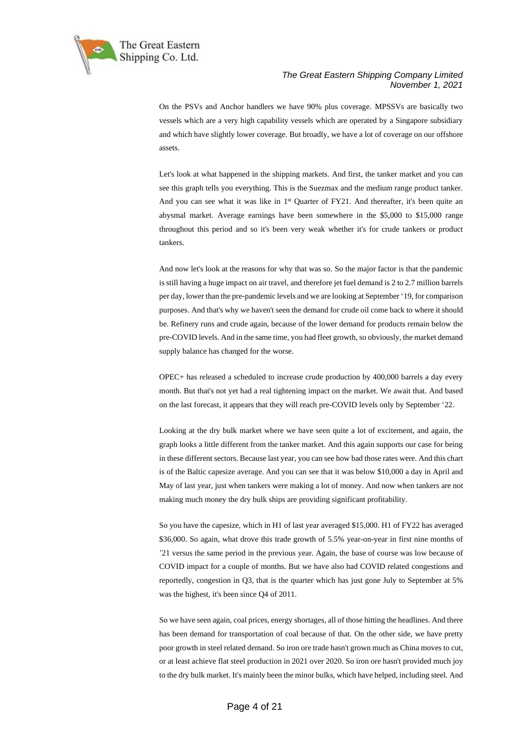On the PSVs and Anchor handlers we have 90% plus coverage. MPSSVs are basically two vessels which are a very high capability vessels which are operated by a Singapore subsidiary and which have slightly lower coverage. But broadly, we have a lot of coverage on our offshore assets.

Let's look at what happened in the shipping markets. And first, the tanker market and you can see this graph tells you everything. This is the Suezmax and the medium range product tanker. And you can see what it was like in 1st Quarter of FY21. And thereafter, it's been quite an abysmal market. Average earnings have been somewhere in the $5,000 to $15,000 range throughout this period and so it's been very weak whether it's for crude tankers or product tankers.

And now let's look at the reasons for why that was so. So the major factor is that the pandemic is still having a huge impact on air travel, and therefore jet fuel demand is 2 to 2.7 million barrels per day, lower than the pre-pandemic levels and we are looking at September '19, for comparison purposes. And that's why we haven't seen the demand for crude oil come back to where it should be. Refinery runs and crude again, because of the lower demand for products remain below the pre-COVID levels. And in the same time, you had fleet growth, so obviously, the market demand supply balance has changed for the worse.

OPEC+ has released a scheduled to increase crude production by 400,000 barrels a day every month. But that's not yet had a real tightening impact on the market. We await that. And based on the last forecast, it appears that they will reach pre-COVID levels only by September '22.

Looking at the dry bulk market where we have seen quite a lot of excitement, and again, the graph looks a little different from the tanker market. And this again supports our case for being in these different sectors. Because last year, you can see how bad those rates were. And this chart is of the Baltic capesize average. And you can see that it was below $10,000 a day in April and May of last year, just when tankers were making a lot of money. And now when tankers are not making much money the dry bulk ships are providing significant profitability.

So you have the capesize, which in H1 of last year averaged $15,000. H1 of FY22 has averaged $36,000. So again, what drove this trade growth of 5.5% year-on-year in first nine months of '21 versus the same period in the previous year. Again, the base of course was low because of COVID impact for a couple of months. But we have also had COVID related congestions and reportedly, congestion in Q3, that is the quarter which has just gone July to September at 5% was the highest, it's been since Q4 of 2011.

So we have seen again, coal prices, energy shortages, all of those hitting the headlines. And there has been demand for transportation of coal because of that. On the other side, we have pretty poor growth in steel related demand. So iron ore trade hasn't grown much as China moves to cut, or at least achieve flat steel production in 2021 over 2020. So iron ore hasn't provided much joy to the dry bulk market. It's mainly been the minor bulks, which have helped, including steel. And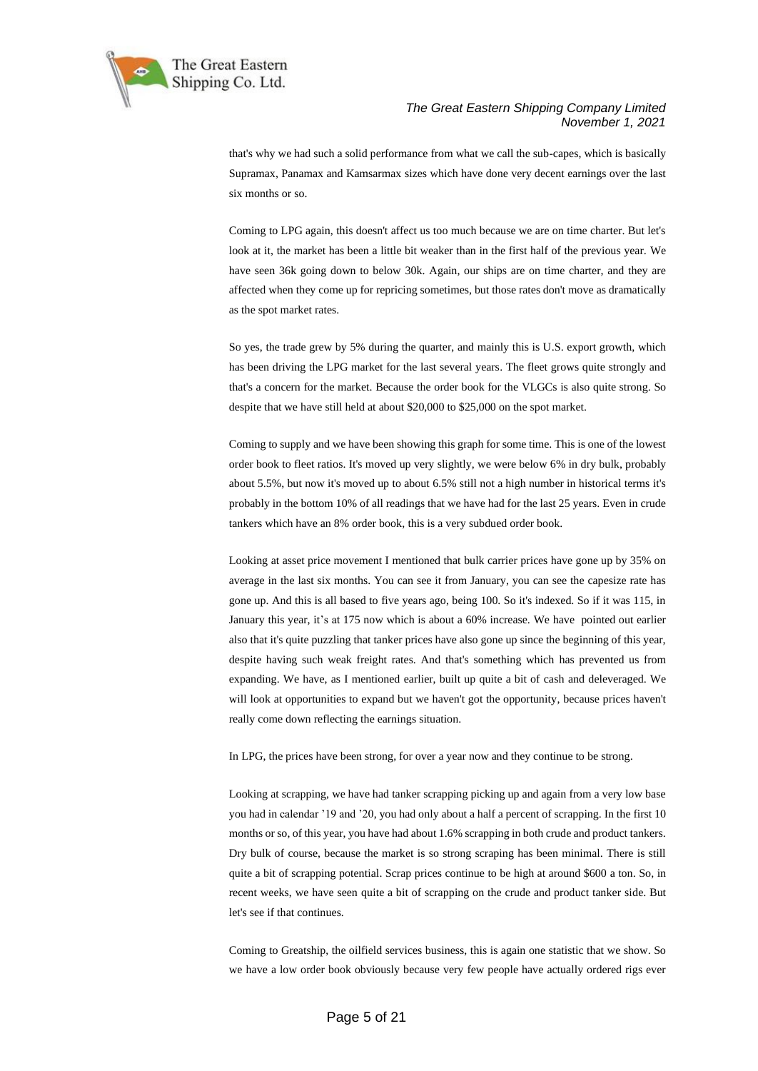that's why we had such a solid performance from what we call the sub-capes, which is basically Supramax, Panamax and Kamsarmax sizes which have done very decent earnings over the last six months or so.

Coming to LPG again, this doesn't affect us too much because we are on time charter. But let's look at it, the market has been a little bit weaker than in the first half of the previous year. We have seen 36k going down to below 30k. Again, our ships are on time charter, and they are affected when they come up for repricing sometimes, but those rates don't move as dramatically as the spot market rates.

So yes, the trade grew by 5% during the quarter, and mainly this is U.S. export growth, which has been driving the LPG market for the last several years. The fleet grows quite strongly and that's a concern for the market. Because the order book for the VLGCs is also quite strong. So despite that we have still held at about $20,000 to $25,000 on the spot market.

Coming to supply and we have been showing this graph for some time. This is one of the lowest order book to fleet ratios. It's moved up very slightly, we were below 6% in dry bulk, probably about 5.5%, but now it's moved up to about 6.5% still not a high number in historical terms it's probably in the bottom 10% of all readings that we have had for the last 25 years. Even in crude tankers which have an 8% order book, this is a very subdued order book.

Looking at asset price movement I mentioned that bulk carrier prices have gone up by 35% on average in the last six months. You can see it from January, you can see the capesize rate has gone up. And this is all based to five years ago, being 100. So it's indexed. So if it was 115, in January this year, it's at 175 now which is about a 60% increase. We have pointed out earlier also that it's quite puzzling that tanker prices have also gone up since the beginning of this year, despite having such weak freight rates. And that's something which has prevented us from expanding. We have, as I mentioned earlier, built up quite a bit of cash and deleveraged. We will look at opportunities to expand but we haven't got the opportunity, because prices haven't really come down reflecting the earnings situation.

In LPG, the prices have been strong, for over a year now and they continue to be strong.

Looking at scrapping, we have had tanker scrapping picking up and again from a very low base you had in calendar '19 and '20, you had only about a half a percent of scrapping. In the first 10 months or so, of this year, you have had about 1.6% scrapping in both crude and product tankers. Dry bulk of course, because the market is so strong scraping has been minimal. There is still quite a bit of scrapping potential. Scrap prices continue to be high at around $600 a ton. So, in recent weeks, we have seen quite a bit of scrapping on the crude and product tanker side. But let's see if that continues.

Coming to Greatship, the oilfield services business, this is again one statistic that we show. So we have a low order book obviously because very few people have actually ordered rigs ever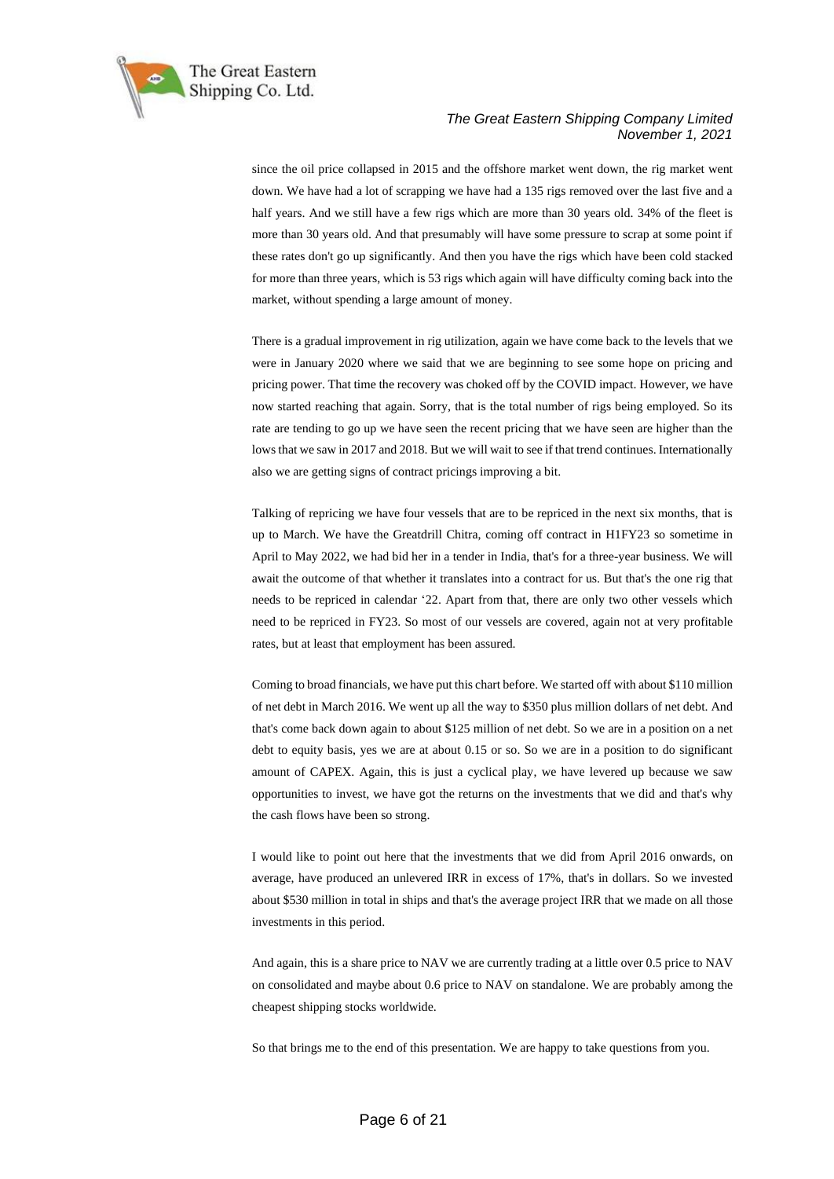since the oil price collapsed in 2015 and the offshore market went down, the rig market went down. We have had a lot of scrapping we have had a 135 rigs removed over the last five and a half years. And we still have a few rigs which are more than 30 years old. 34% of the fleet is more than 30 years old. And that presumably will have some pressure to scrap at some point if these rates don't go up significantly. And then you have the rigs which have been cold stacked for more than three years, which is 53 rigs which again will have difficulty coming back into the market, without spending a large amount of money.

There is a gradual improvement in rig utilization, again we have come back to the levels that we were in January 2020 where we said that we are beginning to see some hope on pricing and pricing power. That time the recovery was choked off by the COVID impact. However, we have now started reaching that again. Sorry, that is the total number of rigs being employed. So its rate are tending to go up we have seen the recent pricing that we have seen are higher than the lows that we saw in 2017 and 2018. But we will wait to see if that trend continues. Internationally also we are getting signs of contract pricings improving a bit.

Talking of repricing we have four vessels that are to be repriced in the next six months, that is up to March. We have the Greatdrill Chitra, coming off contract in H1FY23 so sometime in April to May 2022, we had bid her in a tender in India, that's for a three-year business. We will await the outcome of that whether it translates into a contract for us. But that's the one rig that needs to be repriced in calendar '22. Apart from that, there are only two other vessels which need to be repriced in FY23. So most of our vessels are covered, again not at very profitable rates, but at least that employment has been assured.

Coming to broad financials, we have put this chart before. We started off with about $110 million of net debt in March 2016. We went up all the way to $350 plus million dollars of net debt. And that's come back down again to about $125 million of net debt. So we are in a position on a net debt to equity basis, yes we are at about 0.15 or so. So we are in a position to do significant amount of CAPEX. Again, this is just a cyclical play, we have levered up because we saw opportunities to invest, we have got the returns on the investments that we did and that's why the cash flows have been so strong.

I would like to point out here that the investments that we did from April 2016 onwards, on average, have produced an unlevered IRR in excess of 17%, that's in dollars. So we invested about $530 million in total in ships and that's the average project IRR that we made on all those investments in this period.

And again, this is a share price to NAV we are currently trading at a little over 0.5 price to NAV on consolidated and maybe about 0.6 price to NAV on standalone. We are probably among the cheapest shipping stocks worldwide.

So that brings me to the end of this presentation. We are happy to take questions from you.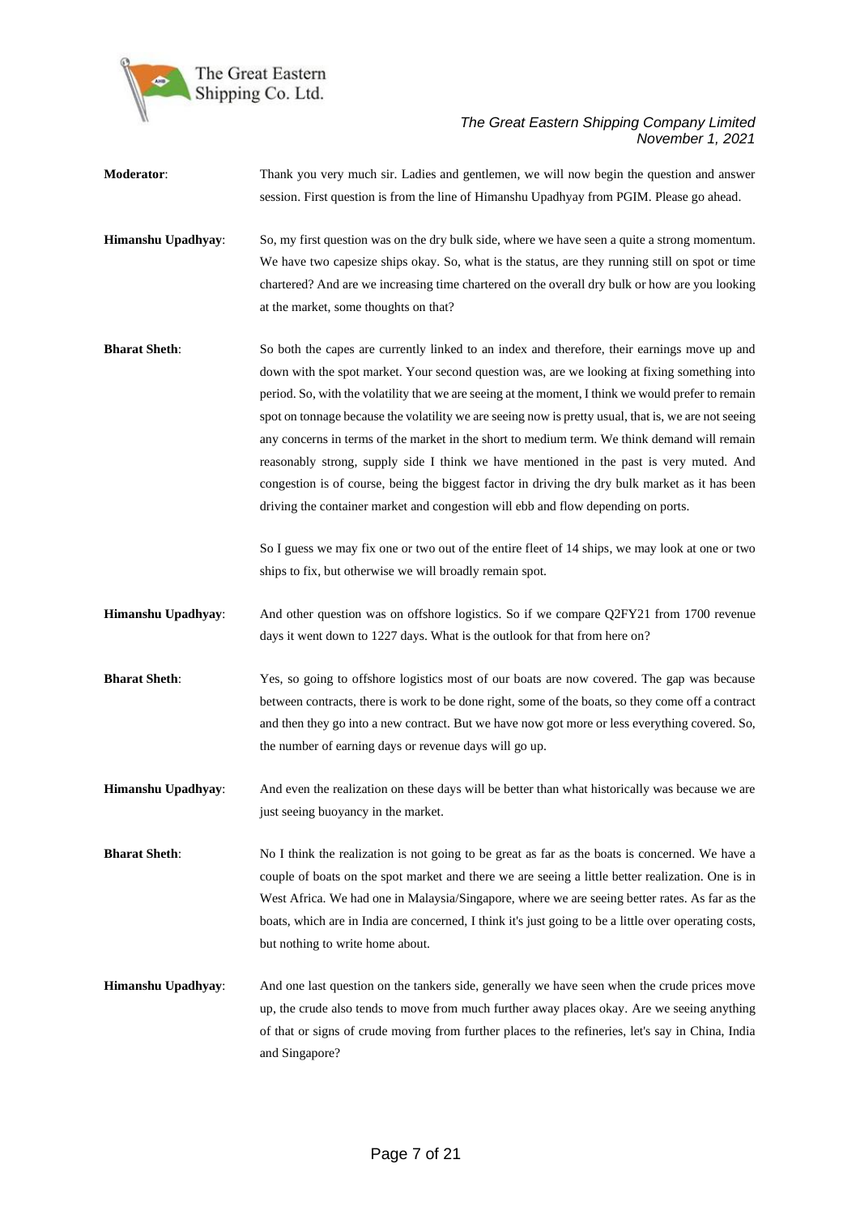**Moderator**: Thank you very much sir. Ladies and gentlemen, we will now begin the question and answer session. First question is from the line of Himanshu Upadhyay from PGIM. Please go ahead.

**Himanshu Upadhyay**: So, my first question was on the dry bulk side, where we have seen a quite a strong momentum. We have two capesize ships okay. So, what is the status, are they running still on spot or time chartered? And are we increasing time chartered on the overall dry bulk or how are you looking at the market, some thoughts on that?

**Bharat Sheth**: So both the capes are currently linked to an index and therefore, their earnings move up and down with the spot market. Your second question was, are we looking at fixing something into period. So, with the volatility that we are seeing at the moment, I think we would prefer to remain spot on tonnage because the volatility we are seeing now is pretty usual, that is, we are not seeing any concerns in terms of the market in the short to medium term. We think demand will remain reasonably strong, supply side I think we have mentioned in the past is very muted. And congestion is of course, being the biggest factor in driving the dry bulk market as it has been driving the container market and congestion will ebb and flow depending on ports.

So I guess we may fix one or two out of the entire fleet of 14 ships, we may look at one or two ships to fix, but otherwise we will broadly remain spot.

**Himanshu Upadhyay**: And other question was on offshore logistics. So if we compare Q2FY21 from 1700 revenue days it went down to 1227 days. What is the outlook for that from here on?

**Bharat Sheth**: Yes, so going to offshore logistics most of our boats are now covered. The gap was because between contracts, there is work to be done right, some of the boats, so they come off a contract and then they go into a new contract. But we have now got more or less everything covered. So, the number of earning days or revenue days will go up.

**Himanshu Upadhyay**: And even the realization on these days will be better than what historically was because we are just seeing buoyancy in the market.

**Bharat Sheth**: No I think the realization is not going to be great as far as the boats is concerned. We have a couple of boats on the spot market and there we are seeing a little better realization. One is in West Africa. We had one in Malaysia/Singapore, where we are seeing better rates. As far as the boats, which are in India are concerned, I think it's just going to be a little over operating costs, but nothing to write home about.

**Himanshu Upadhyay**: And one last question on the tankers side, generally we have seen when the crude prices move up, the crude also tends to move from much further away places okay. Are we seeing anything of that or signs of crude moving from further places to the refineries, let's say in China, India and Singapore?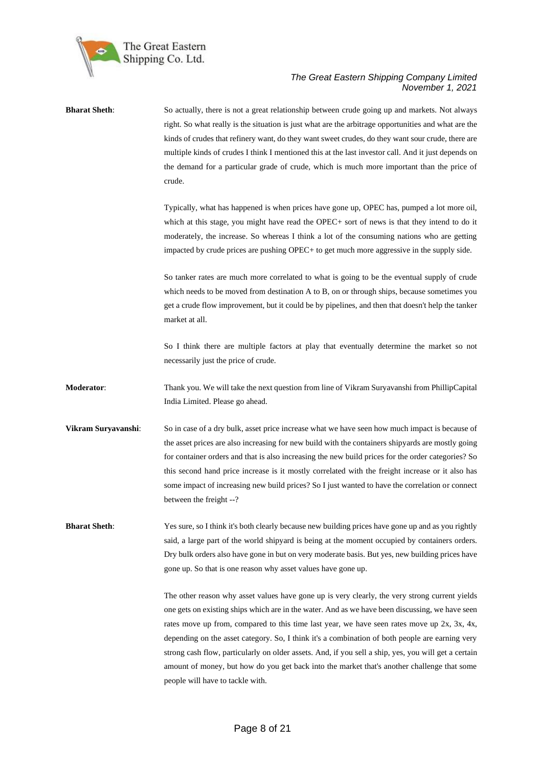**Bharat Sheth**: So actually, there is not a great relationship between crude going up and markets. Not always right. So what really is the situation is just what are the arbitrage opportunities and what are the kinds of crudes that refinery want, do they want sweet crudes, do they want sour crude, there are multiple kinds of crudes I think I mentioned this at the last investor call. And it just depends on the demand for a particular grade of crude, which is much more important than the price of crude.

Typically, what has happened is when prices have gone up, OPEC has, pumped a lot more oil, which at this stage, you might have read the OPEC+ sort of news is that they intend to do it moderately, the increase. So whereas I think a lot of the consuming nations who are getting impacted by crude prices are pushing OPEC+ to get much more aggressive in the supply side.

So tanker rates are much more correlated to what is going to be the eventual supply of crude which needs to be moved from destination A to B, on or through ships, because sometimes you get a crude flow improvement, but it could be by pipelines, and then that doesn't help the tanker market at all.

So I think there are multiple factors at play that eventually determine the market so not necessarily just the price of crude.

**Moderator**: Thank you. We will take the next question from line of Vikram Suryavanshi from PhillipCapital India Limited. Please go ahead.

**Vikram Suryavanshi**: So in case of a dry bulk, asset price increase what we have seen how much impact is because of the asset prices are also increasing for new build with the containers shipyards are mostly going for container orders and that is also increasing the new build prices for the order categories? So this second hand price increase is it mostly correlated with the freight increase or it also has some impact of increasing new build prices? So I just wanted to have the correlation or connect between the freight --?

**Bharat Sheth**: Yes sure, so I think it's both clearly because new building prices have gone up and as you rightly said, a large part of the world shipyard is being at the moment occupied by containers orders. Dry bulk orders also have gone in but on very moderate basis. But yes, new building prices have gone up. So that is one reason why asset values have gone up.

The other reason why asset values have gone up is very clearly, the very strong current yields one gets on existing ships which are in the water. And as we have been discussing, we have seen rates move up from, compared to this time last year, we have seen rates move up 2x, 3x, 4x, depending on the asset category. So, I think it's a combination of both people are earning very strong cash flow, particularly on older assets. And, if you sell a ship, yes, you will get a certain amount of money, but how do you get back into the market that's another challenge that some people will have to tackle with.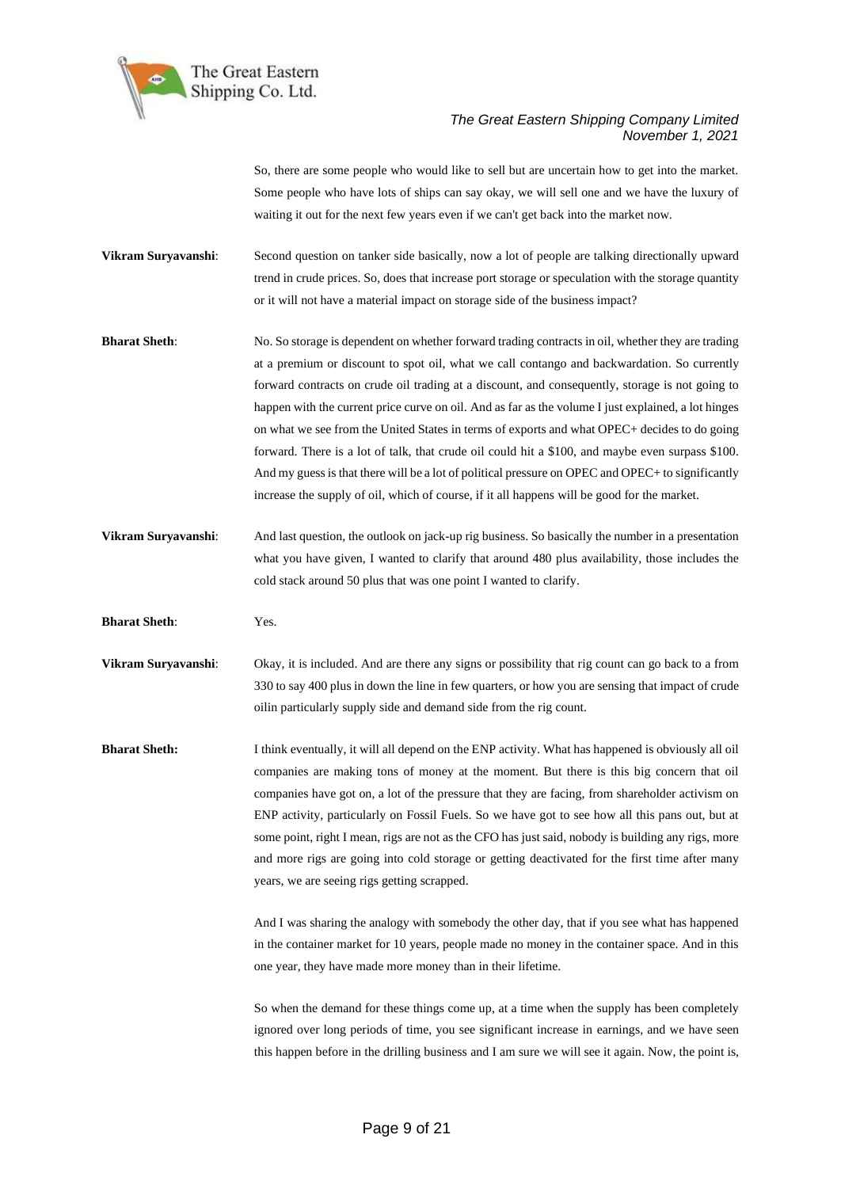So, there are some people who would like to sell but are uncertain how to get into the market. Some people who have lots of ships can say okay, we will sell one and we have the luxury of waiting it out for the next few years even if we can't get back into the market now.

**Vikram Suryavanshi**: Second question on tanker side basically, now a lot of people are talking directionally upward trend in crude prices. So, does that increase port storage or speculation with the storage quantity or it will not have a material impact on storage side of the business impact?

**Bharat Sheth**: No. So storage is dependent on whether forward trading contracts in oil, whether they are trading at a premium or discount to spot oil, what we call contango and backwardation. So currently forward contracts on crude oil trading at a discount, and consequently, storage is not going to happen with the current price curve on oil. And as far as the volume I just explained, a lot hinges on what we see from the United States in terms of exports and what OPEC+ decides to do going forward. There is a lot of talk, that crude oil could hit a $100, and maybe even surpass $100. And my guess is that there will be a lot of political pressure on OPEC and OPEC+ to significantly increase the supply of oil, which of course, if it all happens will be good for the market.

**Vikram Suryavanshi**: And last question, the outlook on jack-up rig business. So basically the number in a presentation what you have given, I wanted to clarify that around 480 plus availability, those includes the cold stack around 50 plus that was one point I wanted to clarify.

**Bharat Sheth**: Yes.

**Vikram Suryavanshi**: Okay, it is included. And are there any signs or possibility that rig count can go back to a from 330 to say 400 plus in down the line in few quarters, or how you are sensing that impact of crude oilin particularly supply side and demand side from the rig count.

**Bharat Sheth:** I think eventually, it will all depend on the ENP activity. What has happened is obviously all oil companies are making tons of money at the moment. But there is this big concern that oil companies have got on, a lot of the pressure that they are facing, from shareholder activism on ENP activity, particularly on Fossil Fuels. So we have got to see how all this pans out, but at some point, right I mean, rigs are not as the CFO has just said, nobody is building any rigs, more and more rigs are going into cold storage or getting deactivated for the first time after many years, we are seeing rigs getting scrapped.

And I was sharing the analogy with somebody the other day, that if you see what has happened in the container market for 10 years, people made no money in the container space. And in this one year, they have made more money than in their lifetime.

So when the demand for these things come up, at a time when the supply has been completely ignored over long periods of time, you see significant increase in earnings, and we have seen this happen before in the drilling business and I am sure we will see it again. Now, the point is,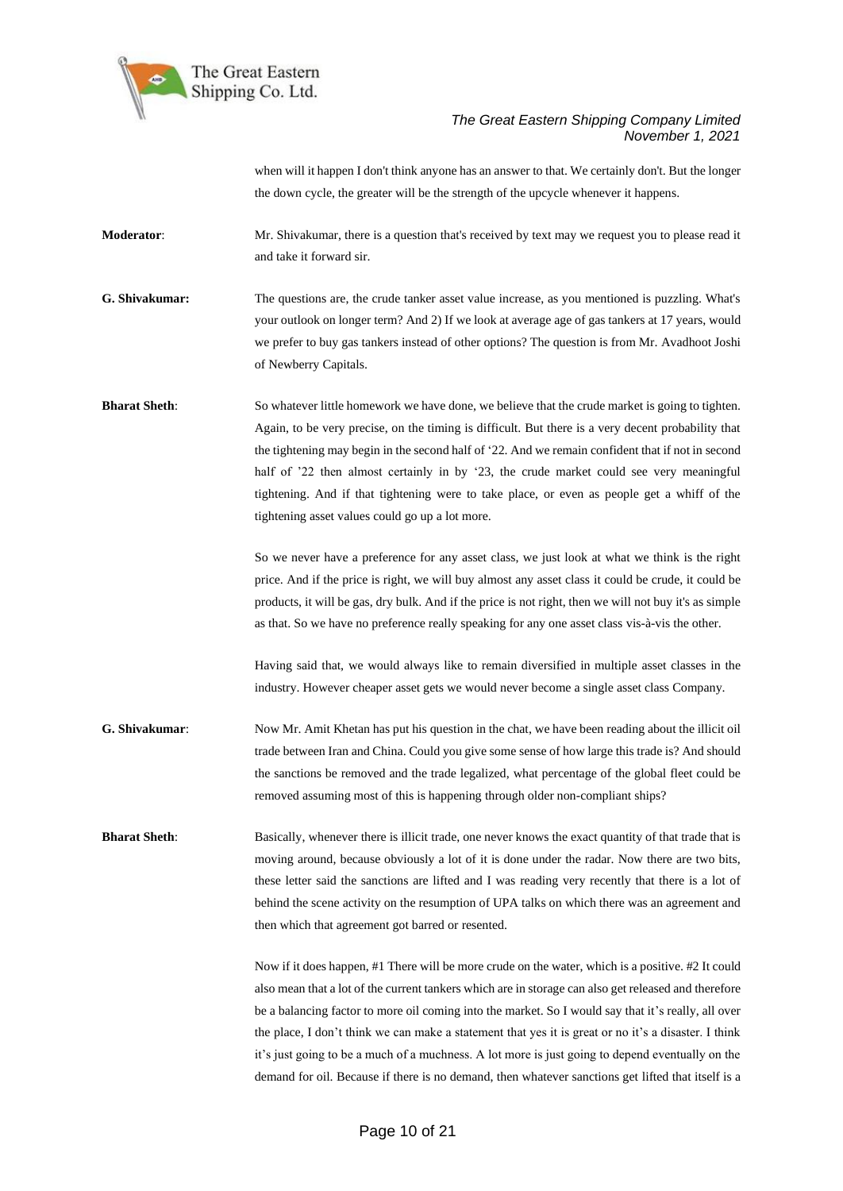when will it happen I don't think anyone has an answer to that. We certainly don't. But the longer the down cycle, the greater will be the strength of the upcycle whenever it happens.

**Moderator**: Mr. Shivakumar, there is a question that's received by text may we request you to please read it and take it forward sir.

**G. Shivakumar:** The questions are, the crude tanker asset value increase, as you mentioned is puzzling. What's your outlook on longer term? And 2) If we look at average age of gas tankers at 17 years, would we prefer to buy gas tankers instead of other options? The question is from Mr. Avadhoot Joshi of Newberry Capitals.

**Bharat Sheth**: So whatever little homework we have done, we believe that the crude market is going to tighten. Again, to be very precise, on the timing is difficult. But there is a very decent probability that the tightening may begin in the second half of '22. And we remain confident that if not in second half of '22 then almost certainly in by '23, the crude market could see very meaningful tightening. And if that tightening were to take place, or even as people get a whiff of the tightening asset values could go up a lot more.

So we never have a preference for any asset class, we just look at what we think is the right price. And if the price is right, we will buy almost any asset class it could be crude, it could be products, it will be gas, dry bulk. And if the price is not right, then we will not buy it's as simple as that. So we have no preference really speaking for any one asset class vis-à-vis the other.

Having said that, we would always like to remain diversified in multiple asset classes in the industry. However cheaper asset gets we would never become a single asset class Company.

**G. Shivakumar**: Now Mr. Amit Khetan has put his question in the chat, we have been reading about the illicit oil trade between Iran and China. Could you give some sense of how large this trade is? And should the sanctions be removed and the trade legalized, what percentage of the global fleet could be removed assuming most of this is happening through older non-compliant ships?

**Bharat Sheth**: Basically, whenever there is illicit trade, one never knows the exact quantity of that trade that is moving around, because obviously a lot of it is done under the radar. Now there are two bits, these letter said the sanctions are lifted and I was reading very recently that there is a lot of behind the scene activity on the resumption of UPA talks on which there was an agreement and then which that agreement got barred or resented.

Now if it does happen, #1 There will be more crude on the water, which is a positive. #2 It could also mean that a lot of the current tankers which are in storage can also get released and therefore be a balancing factor to more oil coming into the market. So I would say that it's really, all over the place, I don't think we can make a statement that yes it is great or no it's a disaster. I think it's just going to be a much of a muchness. A lot more is just going to depend eventually on the demand for oil. Because if there is no demand, then whatever sanctions get lifted that itself is a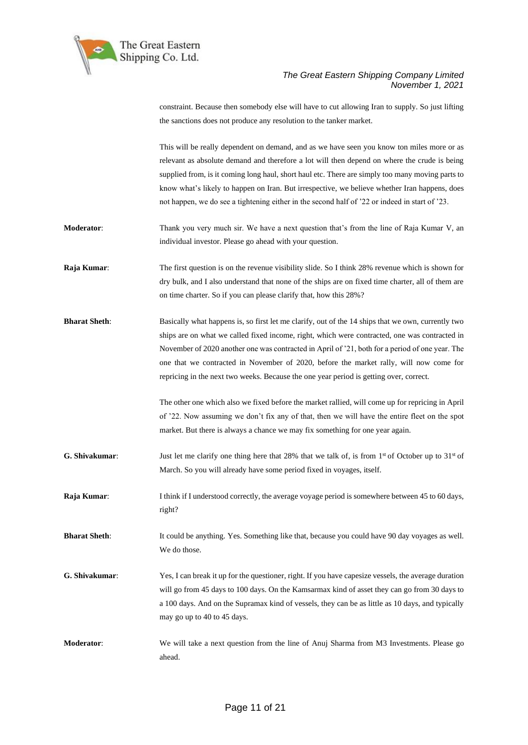constraint. Because then somebody else will have to cut allowing Iran to supply. So just lifting the sanctions does not produce any resolution to the tanker market.

This will be really dependent on demand, and as we have seen you know ton miles more or as relevant as absolute demand and therefore a lot will then depend on where the crude is being supplied from, is it coming long haul, short haul etc. There are simply too many moving parts to know what's likely to happen on Iran. But irrespective, we believe whether Iran happens, does not happen, we do see a tightening either in the second half of '22 or indeed in start of '23.

**Moderator**: Thank you very much sir. We have a next question that's from the line of Raja Kumar V, an individual investor. Please go ahead with your question.

**Raja Kumar**: The first question is on the revenue visibility slide. So I think 28% revenue which is shown for dry bulk, and I also understand that none of the ships are on fixed time charter, all of them are on time charter. So if you can please clarify that, how this 28%?

**Bharat Sheth**: Basically what happens is, so first let me clarify, out of the 14 ships that we own, currently two ships are on what we called fixed income, right, which were contracted, one was contracted in November of 2020 another one was contracted in April of '21, both for a period of one year. The one that we contracted in November of 2020, before the market rally, will now come for repricing in the next two weeks. Because the one year period is getting over, correct.

The other one which also we fixed before the market rallied, will come up for repricing in April of '22. Now assuming we don't fix any of that, then we will have the entire fleet on the spot market. But there is always a chance we may fix something for one year again.

**G. Shivakumar**: Just let me clarify one thing here that 28% that we talk of, is from 1st of October up to 31st of March. So you will already have some period fixed in voyages, itself.

**Raja Kumar**: I think if I understood correctly, the average voyage period is somewhere between 45 to 60 days, right?

**Bharat Sheth**: It could be anything. Yes. Something like that, because you could have 90 day voyages as well. We do those.

**G. Shivakumar**: Yes, I can break it up for the questioner, right. If you have capesize vessels, the average duration will go from 45 days to 100 days. On the Kamsarmax kind of asset they can go from 30 days to a 100 days. And on the Supramax kind of vessels, they can be as little as 10 days, and typically may go up to 40 to 45 days.

**Moderator**: We will take a next question from the line of Anuj Sharma from M3 Investments. Please go ahead.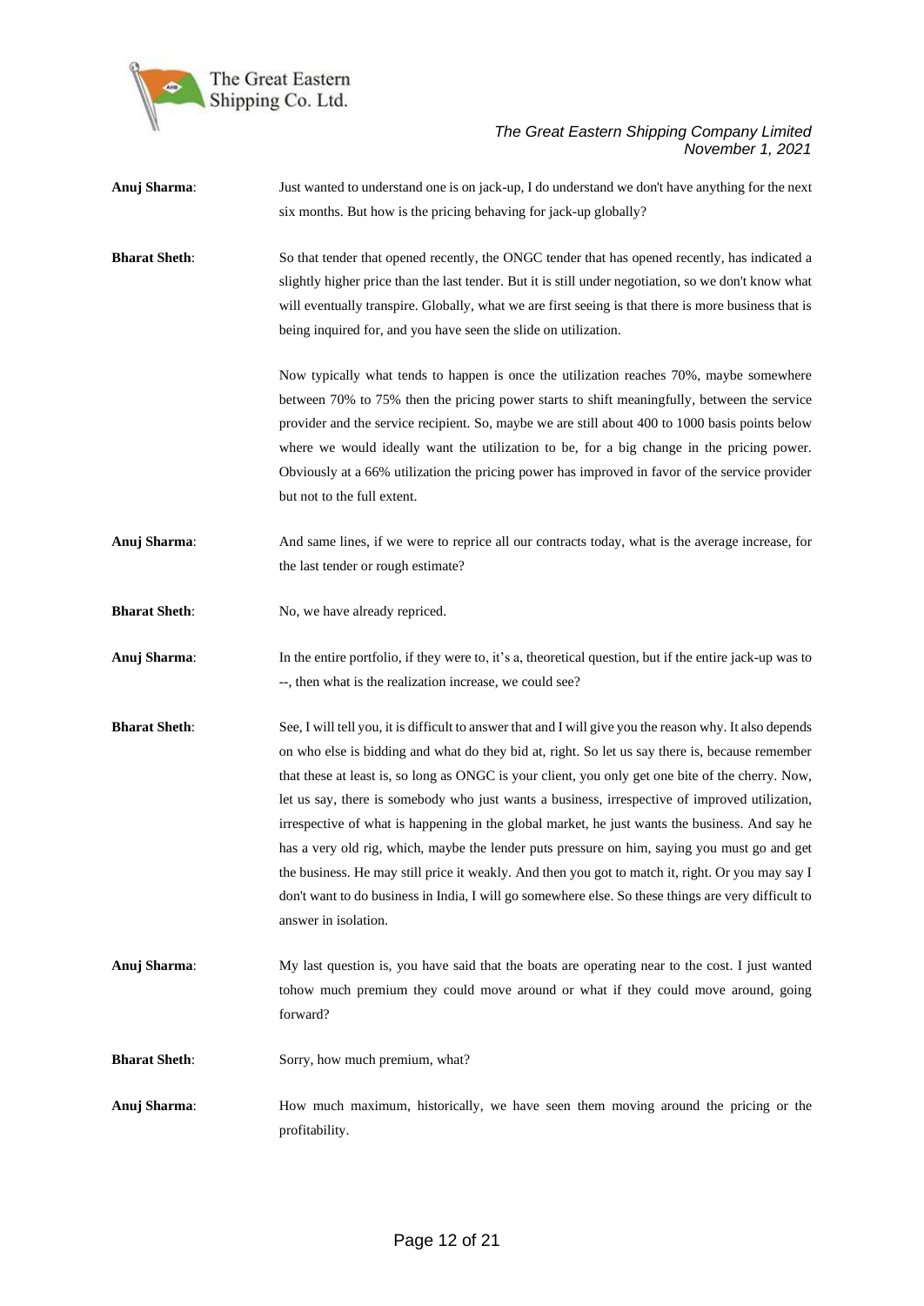**Anuj Sharma**: Just wanted to understand one is on jack-up, I do understand we don't have anything for the next six months. But how is the pricing behaving for jack-up globally?

**Bharat Sheth**: So that tender that opened recently, the ONGC tender that has opened recently, has indicated a slightly higher price than the last tender. But it is still under negotiation, so we don't know what will eventually transpire. Globally, what we are first seeing is that there is more business that is being inquired for, and you have seen the slide on utilization.

Now typically what tends to happen is once the utilization reaches 70%, maybe somewhere between 70% to 75% then the pricing power starts to shift meaningfully, between the service provider and the service recipient. So, maybe we are still about 400 to 1000 basis points below where we would ideally want the utilization to be, for a big change in the pricing power. Obviously at a 66% utilization the pricing power has improved in favor of the service provider but not to the full extent.

**Anuj Sharma**: And same lines, if we were to reprice all our contracts today, what is the average increase, for the last tender or rough estimate?

**Bharat Sheth**: No, we have already repriced.

**Anuj Sharma**: In the entire portfolio, if they were to, it's a, theoretical question, but if the entire jack-up was to --, then what is the realization increase, we could see?

**Bharat Sheth**: See, I will tell you, it is difficult to answer that and I will give you the reason why. It also depends on who else is bidding and what do they bid at, right. So let us say there is, because remember that these at least is, so long as ONGC is your client, you only get one bite of the cherry. Now, let us say, there is somebody who just wants a business, irrespective of improved utilization, irrespective of what is happening in the global market, he just wants the business. And say he has a very old rig, which, maybe the lender puts pressure on him, saying you must go and get the business. He may still price it weakly. And then you got to match it, right. Or you may say I don't want to do business in India, I will go somewhere else. So these things are very difficult to answer in isolation.

**Anuj Sharma**: My last question is, you have said that the boats are operating near to the cost. I just wanted tohow much premium they could move around or what if they could move around, going forward?

**Bharat Sheth**: Sorry, how much premium, what?

**Anuj Sharma**: How much maximum, historically, we have seen them moving around the pricing or the profitability.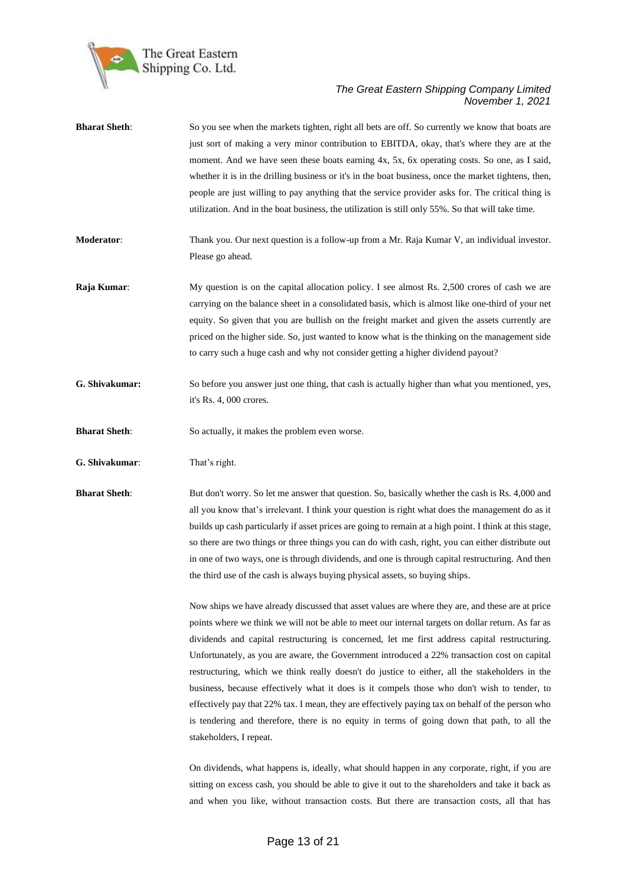**Bharat Sheth**: So you see when the markets tighten, right all bets are off. So currently we know that boats are just sort of making a very minor contribution to EBITDA, okay, that's where they are at the moment. And we have seen these boats earning 4x, 5x, 6x operating costs. So one, as I said, whether it is in the drilling business or it's in the boat business, once the market tightens, then, people are just willing to pay anything that the service provider asks for. The critical thing is utilization. And in the boat business, the utilization is still only 55%. So that will take time.

**Moderator**: Thank you. Our next question is a follow-up from a Mr. Raja Kumar V, an individual investor. Please go ahead.

**Raja Kumar**: My question is on the capital allocation policy. I see almost Rs. 2,500 crores of cash we are carrying on the balance sheet in a consolidated basis, which is almost like one-third of your net equity. So given that you are bullish on the freight market and given the assets currently are priced on the higher side. So, just wanted to know what is the thinking on the management side to carry such a huge cash and why not consider getting a higher dividend payout?

**G. Shivakumar:** So before you answer just one thing, that cash is actually higher than what you mentioned, yes, it's Rs. 4, 000 crores.

**Bharat Sheth**: So actually, it makes the problem even worse.

**G. Shivakumar**: That's right.

**Bharat Sheth**: But don't worry. So let me answer that question. So, basically whether the cash is Rs. 4,000 and all you know that's irrelevant. I think your question is right what does the management do as it builds up cash particularly if asset prices are going to remain at a high point. I think at this stage, so there are two things or three things you can do with cash, right, you can either distribute out in one of two ways, one is through dividends, and one is through capital restructuring. And then the third use of the cash is always buying physical assets, so buying ships.

Now ships we have already discussed that asset values are where they are, and these are at price points where we think we will not be able to meet our internal targets on dollar return. As far as dividends and capital restructuring is concerned, let me first address capital restructuring. Unfortunately, as you are aware, the Government introduced a 22% transaction cost on capital restructuring, which we think really doesn't do justice to either, all the stakeholders in the business, because effectively what it does is it compels those who don't wish to tender, to effectively pay that 22% tax. I mean, they are effectively paying tax on behalf of the person who is tendering and therefore, there is no equity in terms of going down that path, to all the stakeholders, I repeat.

On dividends, what happens is, ideally, what should happen in any corporate, right, if you are sitting on excess cash, you should be able to give it out to the shareholders and take it back as and when you like, without transaction costs. But there are transaction costs, all that has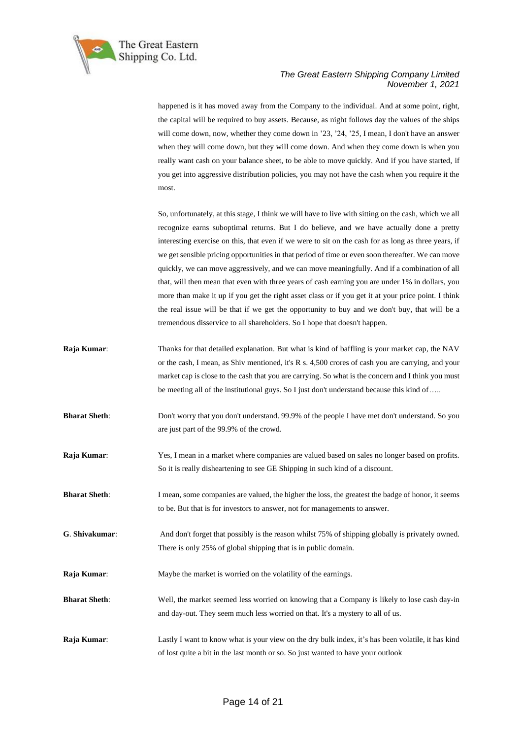happened is it has moved away from the Company to the individual. And at some point, right, the capital will be required to buy assets. Because, as night follows day the values of the ships will come down, now, whether they come down in '23, '24, '25, I mean, I don't have an answer when they will come down, but they will come down. And when they come down is when you really want cash on your balance sheet, to be able to move quickly. And if you have started, if you get into aggressive distribution policies, you may not have the cash when you require it the most.

So, unfortunately, at this stage, I think we will have to live with sitting on the cash, which we all recognize earns suboptimal returns. But I do believe, and we have actually done a pretty interesting exercise on this, that even if we were to sit on the cash for as long as three years, if we get sensible pricing opportunities in that period of time or even soon thereafter. We can move quickly, we can move aggressively, and we can move meaningfully. And if a combination of all that, will then mean that even with three years of cash earning you are under 1% in dollars, you more than make it up if you get the right asset class or if you get it at your price point. I think the real issue will be that if we get the opportunity to buy and we don't buy, that will be a tremendous disservice to all shareholders. So I hope that doesn't happen.

**Raja Kumar**: Thanks for that detailed explanation. But what is kind of baffling is your market cap, the NAV or the cash, I mean, as Shiv mentioned, it's R s. 4,500 crores of cash you are carrying, and your market cap is close to the cash that you are carrying. So what is the concern and I think you must be meeting all of the institutional guys. So I just don't understand because this kind of…..

**Bharat Sheth**: Don't worry that you don't understand. 99.9% of the people I have met don't understand. So you are just part of the 99.9% of the crowd.

**Raja Kumar**: Yes, I mean in a market where companies are valued based on sales no longer based on profits. So it is really disheartening to see GE Shipping in such kind of a discount.

**Bharat Sheth**: I mean, some companies are valued, the higher the loss, the greatest the badge of honor, it seems to be. But that is for investors to answer, not for managements to answer.

**G. Shivakumar**: And don't forget that possibly is the reason whilst 75% of shipping globally is privately owned. There is only 25% of global shipping that is in public domain.

**Raja Kumar**: Maybe the market is worried on the volatility of the earnings.

**Bharat Sheth**: Well, the market seemed less worried on knowing that a Company is likely to lose cash day-in and day-out. They seem much less worried on that. It's a mystery to all of us.

**Raja Kumar**: Lastly I want to know what is your view on the dry bulk index, it's has been volatile, it has kind of lost quite a bit in the last month or so. So just wanted to have your outlook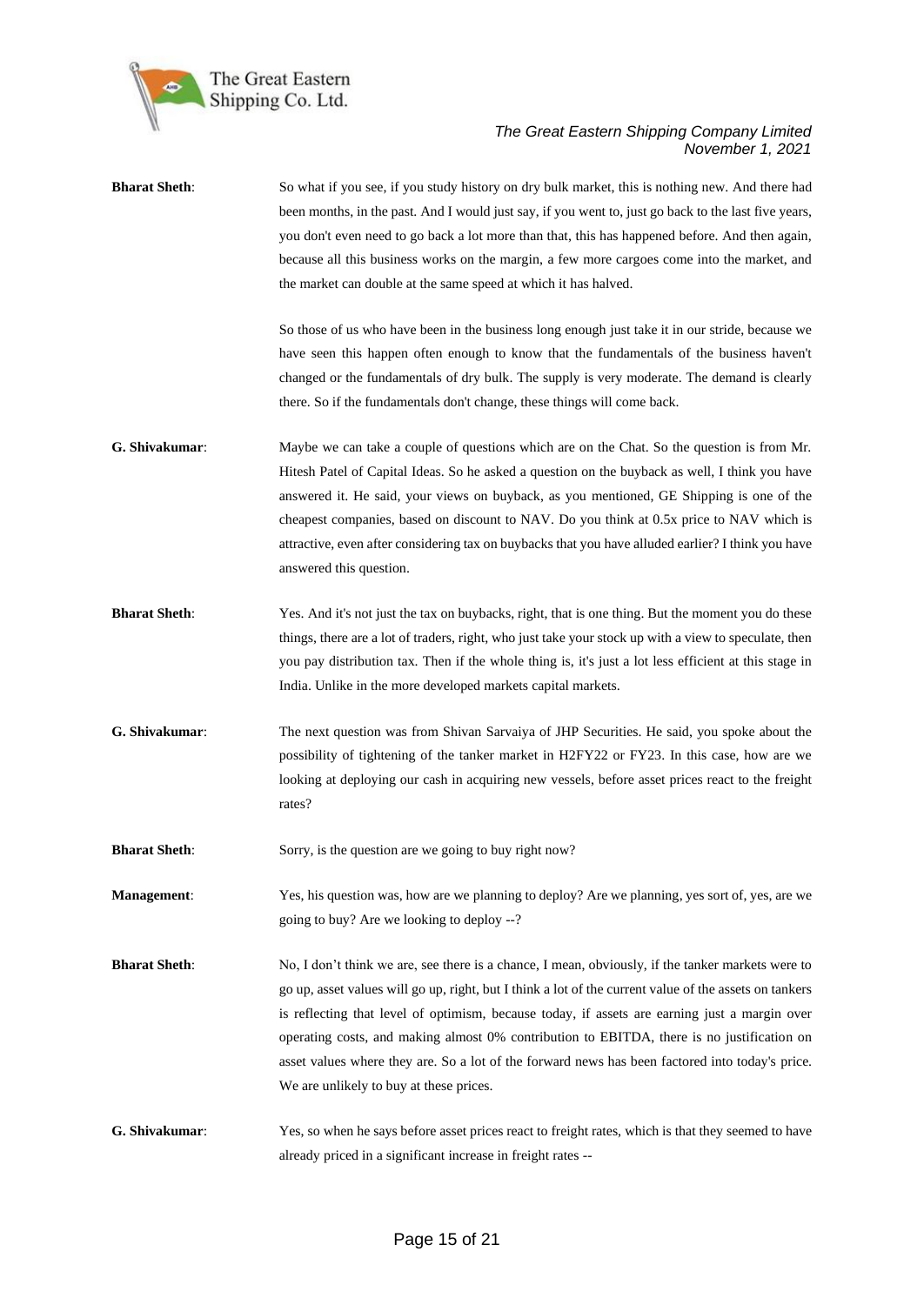**Bharat Sheth**: So what if you see, if you study history on dry bulk market, this is nothing new. And there had been months, in the past. And I would just say, if you went to, just go back to the last five years, you don't even need to go back a lot more than that, this has happened before. And then again, because all this business works on the margin, a few more cargoes come into the market, and the market can double at the same speed at which it has halved.

So those of us who have been in the business long enough just take it in our stride, because we have seen this happen often enough to know that the fundamentals of the business haven't changed or the fundamentals of dry bulk. The supply is very moderate. The demand is clearly there. So if the fundamentals don't change, these things will come back.

**G. Shivakumar**: Maybe we can take a couple of questions which are on the Chat. So the question is from Mr. Hitesh Patel of Capital Ideas. So he asked a question on the buyback as well, I think you have answered it. He said, your views on buyback, as you mentioned, GE Shipping is one of the cheapest companies, based on discount to NAV. Do you think at 0.5x price to NAV which is attractive, even after considering tax on buybacks that you have alluded earlier? I think you have answered this question.

**Bharat Sheth**: Yes. And it's not just the tax on buybacks, right, that is one thing. But the moment you do these things, there are a lot of traders, right, who just take your stock up with a view to speculate, then you pay distribution tax. Then if the whole thing is, it's just a lot less efficient at this stage in India. Unlike in the more developed markets capital markets.

**G. Shivakumar**: The next question was from Shivan Sarvaiya of JHP Securities. He said, you spoke about the possibility of tightening of the tanker market in H2FY22 or FY23. In this case, how are we looking at deploying our cash in acquiring new vessels, before asset prices react to the freight rates?

**Bharat Sheth**: Sorry, is the question are we going to buy right now?

**Management**: Yes, his question was, how are we planning to deploy? Are we planning, yes sort of, yes, are we going to buy? Are we looking to deploy --?

**Bharat Sheth**: No, I don't think we are, see there is a chance, I mean, obviously, if the tanker markets were to go up, asset values will go up, right, but I think a lot of the current value of the assets on tankers is reflecting that level of optimism, because today, if assets are earning just a margin over operating costs, and making almost 0% contribution to EBITDA, there is no justification on asset values where they are. So a lot of the forward news has been factored into today's price. We are unlikely to buy at these prices.

**G. Shivakumar**: Yes, so when he says before asset prices react to freight rates, which is that they seemed to have already priced in a significant increase in freight rates --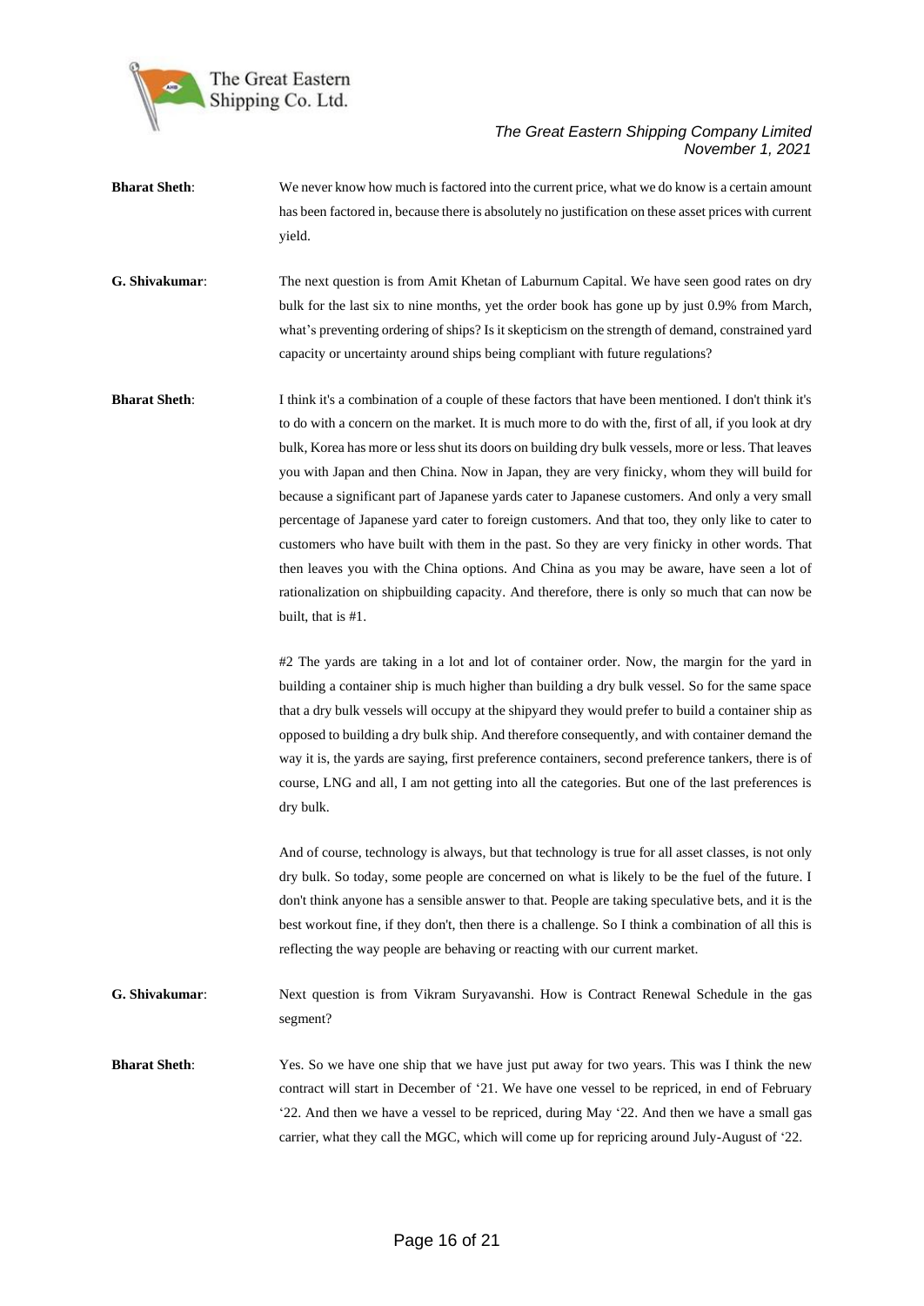**Bharat Sheth**: We never know how much is factored into the current price, what we do know is a certain amount has been factored in, because there is absolutely no justification on these asset prices with current yield.

**G. Shivakumar**: The next question is from Amit Khetan of Laburnum Capital. We have seen good rates on dry bulk for the last six to nine months, yet the order book has gone up by just 0.9% from March, what's preventing ordering of ships? Is it skepticism on the strength of demand, constrained yard capacity or uncertainty around ships being compliant with future regulations?

**Bharat Sheth**: I think it's a combination of a couple of these factors that have been mentioned. I don't think it's to do with a concern on the market. It is much more to do with the, first of all, if you look at dry bulk, Korea has more or less shut its doors on building dry bulk vessels, more or less. That leaves you with Japan and then China. Now in Japan, they are very finicky, whom they will build for because a significant part of Japanese yards cater to Japanese customers. And only a very small percentage of Japanese yard cater to foreign customers. And that too, they only like to cater to customers who have built with them in the past. So they are very finicky in other words. That then leaves you with the China options. And China as you may be aware, have seen a lot of rationalization on shipbuilding capacity. And therefore, there is only so much that can now be built, that is #1.

#2 The yards are taking in a lot and lot of container order. Now, the margin for the yard in building a container ship is much higher than building a dry bulk vessel. So for the same space that a dry bulk vessels will occupy at the shipyard they would prefer to build a container ship as opposed to building a dry bulk ship. And therefore consequently, and with container demand the way it is, the yards are saying, first preference containers, second preference tankers, there is of course, LNG and all, I am not getting into all the categories. But one of the last preferences is dry bulk.

And of course, technology is always, but that technology is true for all asset classes, is not only dry bulk. So today, some people are concerned on what is likely to be the fuel of the future. I don't think anyone has a sensible answer to that. People are taking speculative bets, and it is the best workout fine, if they don't, then there is a challenge. So I think a combination of all this is reflecting the way people are behaving or reacting with our current market.

**G. Shivakumar**: Next question is from Vikram Suryavanshi. How is Contract Renewal Schedule in the gas segment?

**Bharat Sheth**: Yes. So we have one ship that we have just put away for two years. This was I think the new contract will start in December of '21. We have one vessel to be repriced, in end of February '22. And then we have a vessel to be repriced, during May '22. And then we have a small gas carrier, what they call the MGC, which will come up for repricing around July-August of '22.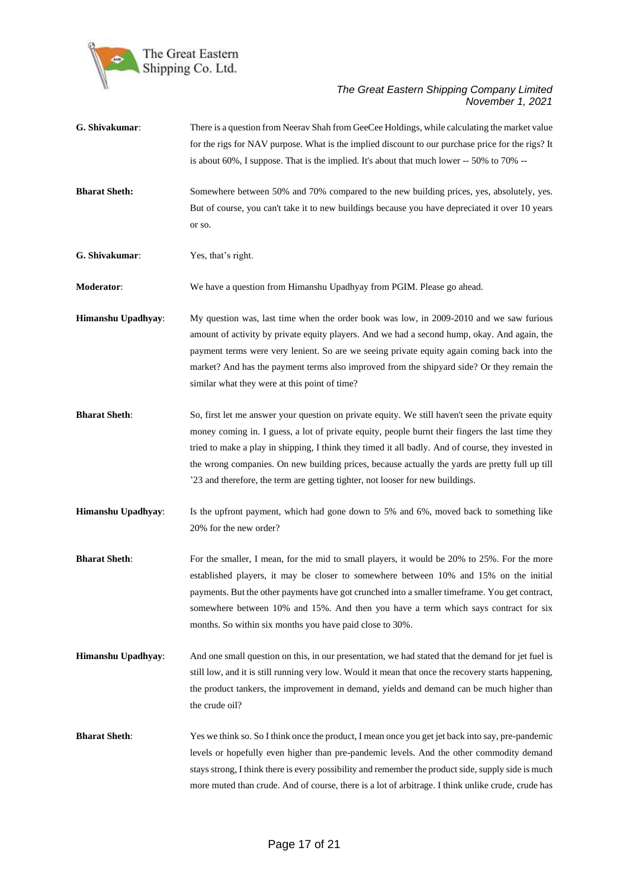**G. Shivakumar**: There is a question from Neerav Shah from GeeCee Holdings, while calculating the market value for the rigs for NAV purpose. What is the implied discount to our purchase price for the rigs? It is about 60%, I suppose. That is the implied. It's about that much lower -- 50% to 70% --

**Bharat Sheth:** Somewhere between 50% and 70% compared to the new building prices, yes, absolutely, yes. But of course, you can't take it to new buildings because you have depreciated it over 10 years or so.

**G. Shivakumar**: Yes, that's right.

**Moderator**: We have a question from Himanshu Upadhyay from PGIM. Please go ahead.

**Himanshu Upadhyay**: My question was, last time when the order book was low, in 2009-2010 and we saw furious amount of activity by private equity players. And we had a second hump, okay. And again, the payment terms were very lenient. So are we seeing private equity again coming back into the market? And has the payment terms also improved from the shipyard side? Or they remain the similar what they were at this point of time?

**Bharat Sheth**: So, first let me answer your question on private equity. We still haven't seen the private equity money coming in. I guess, a lot of private equity, people burnt their fingers the last time they tried to make a play in shipping, I think they timed it all badly. And of course, they invested in the wrong companies. On new building prices, because actually the yards are pretty full up till '23 and therefore, the term are getting tighter, not looser for new buildings.

**Himanshu Upadhyay**: Is the upfront payment, which had gone down to 5% and 6%, moved back to something like 20% for the new order?

**Bharat Sheth**: For the smaller, I mean, for the mid to small players, it would be 20% to 25%. For the more established players, it may be closer to somewhere between 10% and 15% on the initial payments. But the other payments have got crunched into a smaller timeframe. You get contract, somewhere between 10% and 15%. And then you have a term which says contract for six months. So within six months you have paid close to 30%.

**Himanshu Upadhyay**: And one small question on this, in our presentation, we had stated that the demand for jet fuel is still low, and it is still running very low. Would it mean that once the recovery starts happening, the product tankers, the improvement in demand, yields and demand can be much higher than the crude oil?

**Bharat Sheth**: Yes we think so. So I think once the product, I mean once you get jet back into say, pre-pandemic levels or hopefully even higher than pre-pandemic levels. And the other commodity demand stays strong, I think there is every possibility and remember the product side, supply side is much more muted than crude. And of course, there is a lot of arbitrage. I think unlike crude, crude has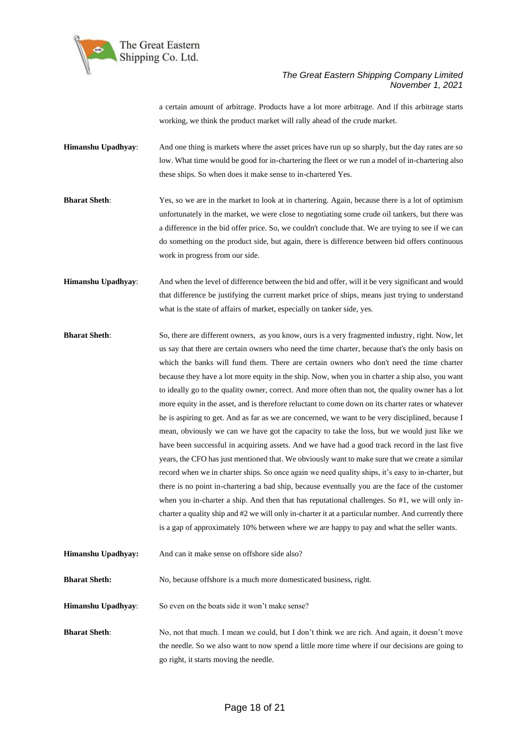a certain amount of arbitrage. Products have a lot more arbitrage. And if this arbitrage starts working, we think the product market will rally ahead of the crude market.

**Himanshu Upadhyay**: And one thing is markets where the asset prices have run up so sharply, but the day rates are so low. What time would be good for in-chartering the fleet or we run a model of in-chartering also these ships. So when does it make sense to in-chartered Yes.

**Bharat Sheth**: Yes, so we are in the market to look at in chartering. Again, because there is a lot of optimism unfortunately in the market, we were close to negotiating some crude oil tankers, but there was a difference in the bid offer price. So, we couldn't conclude that. We are trying to see if we can do something on the product side, but again, there is difference between bid offers continuous work in progress from our side.

**Himanshu Upadhyay**: And when the level of difference between the bid and offer, will it be very significant and would that difference be justifying the current market price of ships, means just trying to understand what is the state of affairs of market, especially on tanker side, yes.

**Bharat Sheth**: So, there are different owners, as you know, ours is a very fragmented industry, right. Now, let us say that there are certain owners who need the time charter, because that's the only basis on which the banks will fund them. There are certain owners who don't need the time charter because they have a lot more equity in the ship. Now, when you in charter a ship also, you want to ideally go to the quality owner, correct. And more often than not, the quality owner has a lot more equity in the asset, and is therefore reluctant to come down on its charter rates or whatever he is aspiring to get. And as far as we are concerned, we want to be very disciplined, because I mean, obviously we can we have got the capacity to take the loss, but we would just like we have been successful in acquiring assets. And we have had a good track record in the last five years, the CFO has just mentioned that. We obviously want to make sure that we create a similar record when we in charter ships. So once again we need quality ships, it's easy to in-charter, but there is no point in-chartering a bad ship, because eventually you are the face of the customer when you in-charter a ship. And then that has reputational challenges. So #1, we will only in-charter a quality ship and #2 we will only in-charter it at a particular number. And currently there is a gap of approximately 10% between where we are happy to pay and what the seller wants.

**Himanshu Upadhyay:** And can it make sense on offshore side also?

**Bharat Sheth:** No, because offshore is a much more domesticated business, right.

**Himanshu Upadhyay**: So even on the boats side it won't make sense?

**Bharat Sheth**: No, not that much. I mean we could, but I don't think we are rich. And again, it doesn't move the needle. So we also want to now spend a little more time where if our decisions are going to go right, it starts moving the needle.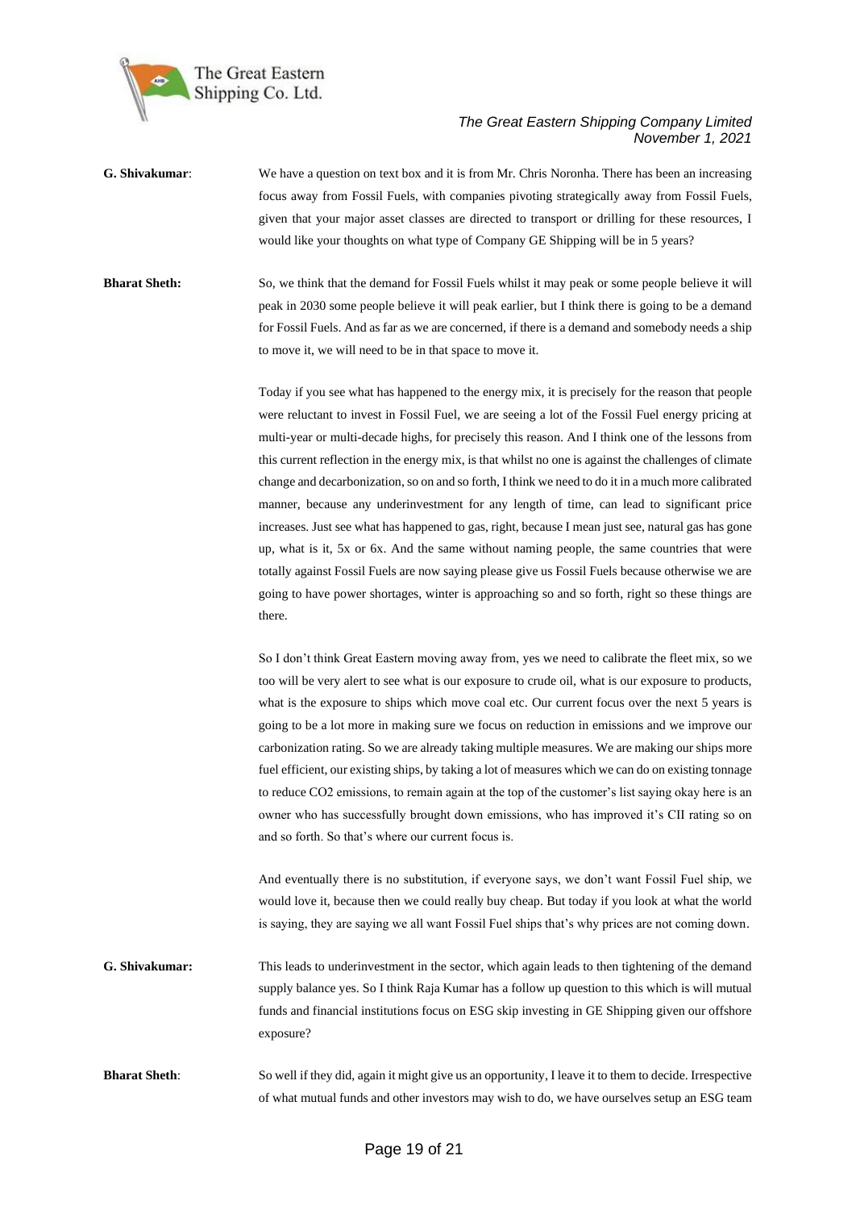**G. Shivakumar**: We have a question on text box and it is from Mr. Chris Noronha. There has been an increasing focus away from Fossil Fuels, with companies pivoting strategically away from Fossil Fuels, given that your major asset classes are directed to transport or drilling for these resources, I would like your thoughts on what type of Company GE Shipping will be in 5 years?

**Bharat Sheth:** So, we think that the demand for Fossil Fuels whilst it may peak or some people believe it will peak in 2030 some people believe it will peak earlier, but I think there is going to be a demand for Fossil Fuels. And as far as we are concerned, if there is a demand and somebody needs a ship to move it, we will need to be in that space to move it.

Today if you see what has happened to the energy mix, it is precisely for the reason that people were reluctant to invest in Fossil Fuel, we are seeing a lot of the Fossil Fuel energy pricing at multi-year or multi-decade highs, for precisely this reason. And I think one of the lessons from this current reflection in the energy mix, is that whilst no one is against the challenges of climate change and decarbonization, so on and so forth, I think we need to do it in a much more calibrated manner, because any underinvestment for any length of time, can lead to significant price increases. Just see what has happened to gas, right, because I mean just see, natural gas has gone up, what is it, 5x or 6x. And the same without naming people, the same countries that were totally against Fossil Fuels are now saying please give us Fossil Fuels because otherwise we are going to have power shortages, winter is approaching so and so forth, right so these things are there.

So I don't think Great Eastern moving away from, yes we need to calibrate the fleet mix, so we too will be very alert to see what is our exposure to crude oil, what is our exposure to products, what is the exposure to ships which move coal etc. Our current focus over the next 5 years is going to be a lot more in making sure we focus on reduction in emissions and we improve our carbonization rating. So we are already taking multiple measures. We are making our ships more fuel efficient, our existing ships, by taking a lot of measures which we can do on existing tonnage to reduce CO2 emissions, to remain again at the top of the customer's list saying okay here is an owner who has successfully brought down emissions, who has improved it's CII rating so on and so forth. So that's where our current focus is.

And eventually there is no substitution, if everyone says, we don't want Fossil Fuel ship, we would love it, because then we could really buy cheap. But today if you look at what the world is saying, they are saying we all want Fossil Fuel ships that's why prices are not coming down.

**G. Shivakumar:** This leads to underinvestment in the sector, which again leads to then tightening of the demand supply balance yes. So I think Raja Kumar has a follow up question to this which is will mutual funds and financial institutions focus on ESG skip investing in GE Shipping given our offshore exposure?

**Bharat Sheth**: So well if they did, again it might give us an opportunity, I leave it to them to decide. Irrespective of what mutual funds and other investors may wish to do, we have ourselves setup an ESG team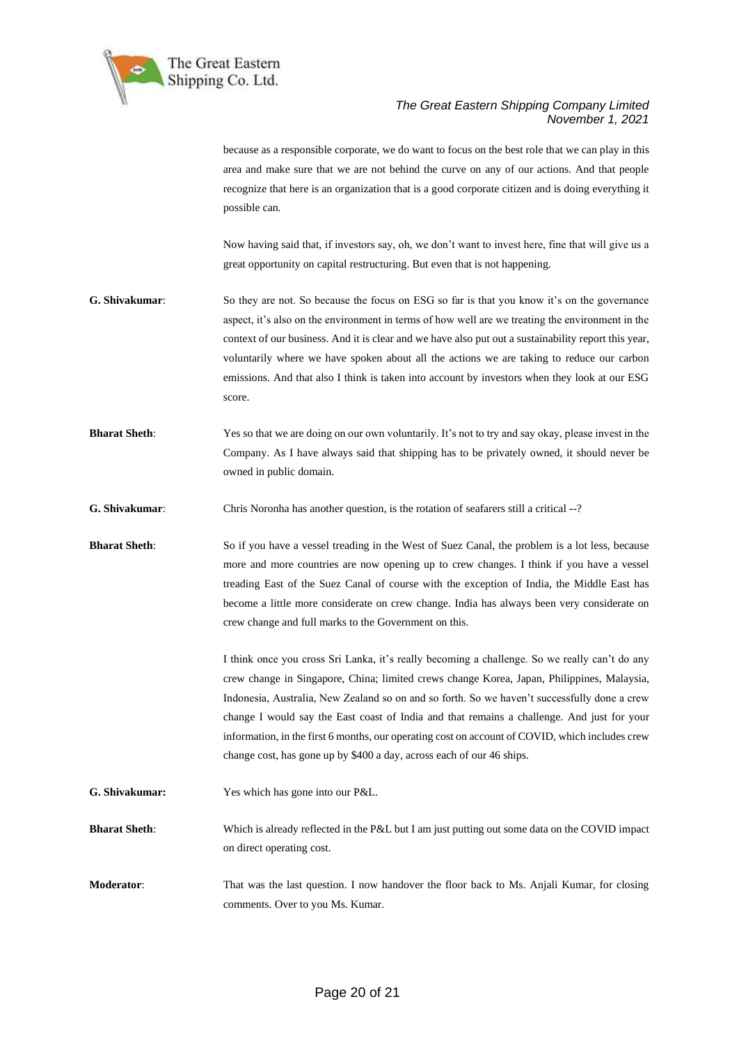because as a responsible corporate, we do want to focus on the best role that we can play in this area and make sure that we are not behind the curve on any of our actions. And that people recognize that here is an organization that is a good corporate citizen and is doing everything it possible can.

Now having said that, if investors say, oh, we don't want to invest here, fine that will give us a great opportunity on capital restructuring. But even that is not happening.

**G. Shivakumar**: So they are not. So because the focus on ESG so far is that you know it's on the governance aspect, it's also on the environment in terms of how well are we treating the environment in the context of our business. And it is clear and we have also put out a sustainability report this year, voluntarily where we have spoken about all the actions we are taking to reduce our carbon emissions. And that also I think is taken into account by investors when they look at our ESG score.

**Bharat Sheth**: Yes so that we are doing on our own voluntarily. It's not to try and say okay, please invest in the Company. As I have always said that shipping has to be privately owned, it should never be owned in public domain.

**G. Shivakumar**: Chris Noronha has another question, is the rotation of seafarers still a critical --?

**Bharat Sheth**: So if you have a vessel treading in the West of Suez Canal, the problem is a lot less, because more and more countries are now opening up to crew changes. I think if you have a vessel treading East of the Suez Canal of course with the exception of India, the Middle East has become a little more considerate on crew change. India has always been very considerate on crew change and full marks to the Government on this.

I think once you cross Sri Lanka, it's really becoming a challenge. So we really can't do any crew change in Singapore, China; limited crews change Korea, Japan, Philippines, Malaysia, Indonesia, Australia, New Zealand so on and so forth. So we haven't successfully done a crew change I would say the East coast of India and that remains a challenge. And just for your information, in the first 6 months, our operating cost on account of COVID, which includes crew change cost, has gone up by \$400 a day, across each of our 46 ships.

**G. Shivakumar:** Yes which has gone into our P&L.

**Bharat Sheth**: Which is already reflected in the P&L but I am just putting out some data on the COVID impact on direct operating cost.

**Moderator**: That was the last question. I now handover the floor back to Ms. Anjali Kumar, for closing comments. Over to you Ms. Kumar.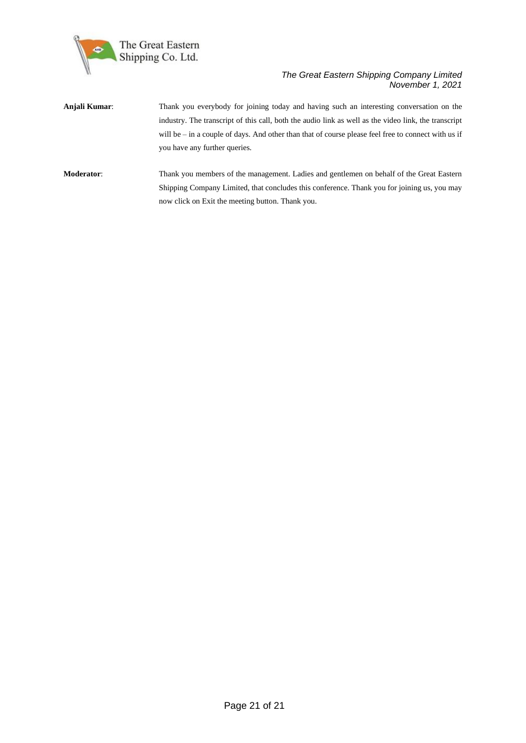**Anjali Kumar**: Thank you everybody for joining today and having such an interesting conversation on the industry. The transcript of this call, both the audio link as well as the video link, the transcript will be – in a couple of days. And other than that of course please feel free to connect with us if you have any further queries.

**Moderator**: Thank you members of the management. Ladies and gentlemen on behalf of the Great Eastern Shipping Company Limited, that concludes this conference. Thank you for joining us, you may now click on Exit the meeting button. Thank you.